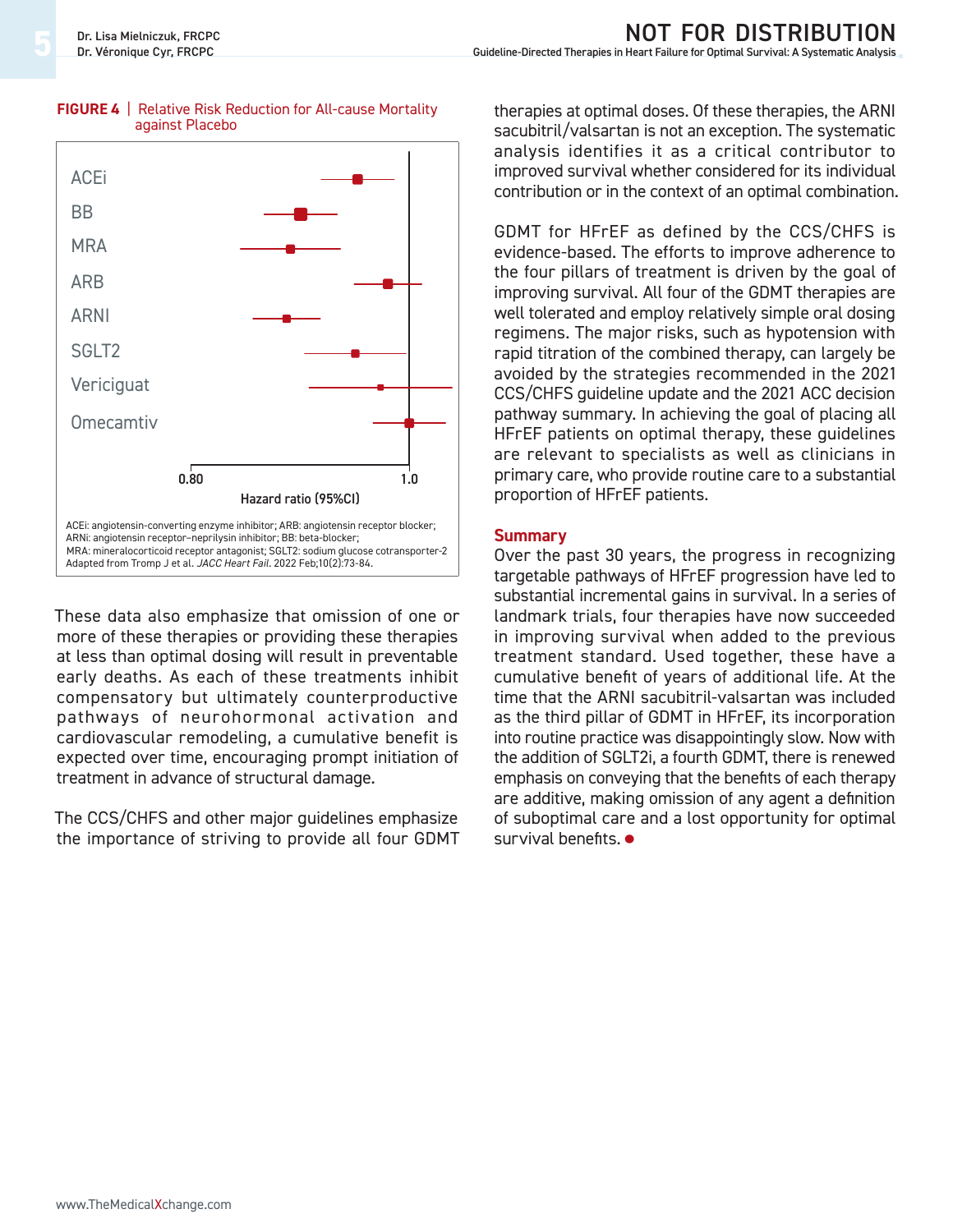**FIGURE 4** | Relative Risk Reduction for All-cause Mortality against Placebo

ACEi: angiotensin-converting enzyme inhibitor; ARB: angiotensin receptor blocker; ARNi: angiotensin receptor–neprilysin inhibitor; BB: beta-blocker; MRA: mineralocorticoid receptor antagonist; SGLT2: sodium glucose cotransporter-2
Adapted from Tromp J et al. *JACC Heart Fail*. 2022 Feb;10(2):73-84.

These data also emphasize that omission of one or more of these therapies or providing these therapies at less than optimal dosing will result in preventable early deaths. As each of these treatments inhibit compensatory but ultimately counterproductive pathways of neurohormonal activation and cardiovascular remodeling, a cumulative benefit is expected over time, encouraging prompt initiation of treatment in advance of structural damage.

The CCS/CHFS and other major guidelines emphasize the importance of striving to provide all four GDMT therapies at optimal doses. Of these therapies, the ARNI sacubitril/valsartan is not an exception. The systematic analysis identifies it as a critical contributor to improved survival whether considered for its individual contribution or in the context of an optimal combination.

GDMT for HFrEF as defined by the CCS/CHFS is evidence-based. The efforts to improve adherence to the four pillars of treatment is driven by the goal of improving survival. All four of the GDMT therapies are well tolerated and employ relatively simple oral dosing regimens. The major risks, such as hypotension with rapid titration of the combined therapy, can largely be avoided by the strategies recommended in the 2021 CCS/CHFS guideline update and the 2021 ACC decision pathway summary. In achieving the goal of placing all HFrEF patients on optimal therapy, these guidelines are relevant to specialists as well as clinicians in primary care, who provide routine care to a substantial proportion of HFrEF patients.

## Summary

Over the past 30 years, the progress in recognizing targetable pathways of HFrEF progression have led to substantial incremental gains in survival. In a series of landmark trials, four therapies have now succeeded in improving survival when added to the previous treatment standard. Used together, these have a cumulative benefit of years of additional life. At the time that the ARNI sacubitril-valsartan was included as the third pillar of GDMT in HFrEF, its incorporation into routine practice was disappointingly slow. Now with the addition of SGLT2i, a fourth GDMT, there is renewed emphasis on conveying that the benefits of each therapy are additive, making omission of any agent a definition of suboptimal care and a lost opportunity for optimal survival benefits. ●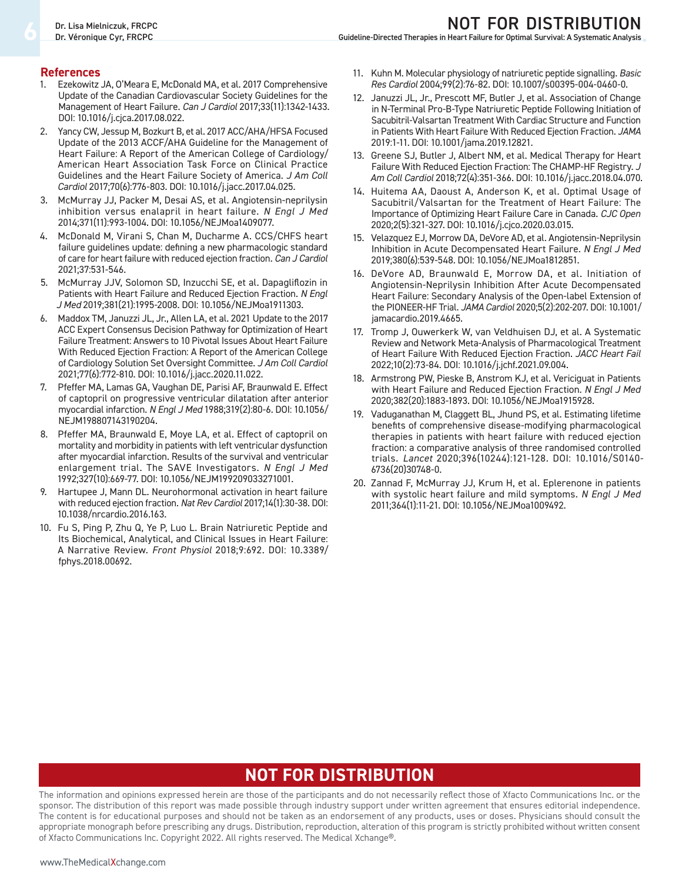## References

1. Ezekowitz JA, O'Meara E, McDonald MA, et al. 2017 Comprehensive Update of the Canadian Cardiovascular Society Guidelines for the Management of Heart Failure. *Can J Cardiol* 2017;33(11):1342-1433. DOI: 10.1016/j.cjca.2017.08.022.
2. Yancy CW, Jessup M, Bozkurt B, et al. 2017 ACC/AHA/HFSA Focused Update of the 2013 ACCF/AHA Guideline for the Management of Heart Failure: A Report of the American College of Cardiology/American Heart Association Task Force on Clinical Practice Guidelines and the Heart Failure Society of America. *J Am Coll Cardiol* 2017;70(6):776-803. DOI: 10.1016/j.jacc.2017.04.025.
3. McMurray JJ, Packer M, Desai AS, et al. Angiotensin-neprilysin inhibition versus enalapril in heart failure. *N Engl J Med* 2014;371(11):993-1004. DOI: 10.1056/NEJMoa1409077.
4. McDonald M, Virani S, Chan M, Ducharme A. CCS/CHFS heart failure guidelines update: defining a new pharmacologic standard of care for heart failure with reduced ejection fraction. *Can J Cardiol* 2021;37:531-546.
5. McMurray JJV, Solomon SD, Inzucchi SE, et al. Dapagliflozin in Patients with Heart Failure and Reduced Ejection Fraction. *N Engl J Med* 2019;381(21):1995-2008. DOI: 10.1056/NEJMoa1911303.
6. Maddox TM, Januzzi JL, Jr., Allen LA, et al. 2021 Update to the 2017 ACC Expert Consensus Decision Pathway for Optimization of Heart Failure Treatment: Answers to 10 Pivotal Issues About Heart Failure With Reduced Ejection Fraction: A Report of the American College of Cardiology Solution Set Oversight Committee. *J Am Coll Cardiol* 2021;77(6):772-810. DOI: 10.1016/j.jacc.2020.11.022.
7. Pfeffer MA, Lamas GA, Vaughan DE, Parisi AF, Braunwald E. Effect of captopril on progressive ventricular dilatation after anterior myocardial infarction. *N Engl J Med* 1988;319(2):80-6. DOI: 10.1056/NEJM198807143190204.
8. Pfeffer MA, Braunwald E, Moye LA, et al. Effect of captopril on mortality and morbidity in patients with left ventricular dysfunction after myocardial infarction. Results of the survival and ventricular enlargement trial. The SAVE Investigators. *N Engl J Med* 1992;327(10):669-77. DOI: 10.1056/NEJM199209033271001.
9. Hartupee J, Mann DL. Neurohormonal activation in heart failure with reduced ejection fraction. *Nat Rev Cardiol* 2017;14(1):30-38. DOI: 10.1038/nrcardio.2016.163.
10. Fu S, Ping P, Zhu Q, Ye P, Luo L. Brain Natriuretic Peptide and Its Biochemical, Analytical, and Clinical Issues in Heart Failure: A Narrative Review. *Front Physiol* 2018;9:692. DOI: 10.3389/fphys.2018.00692.
11. Kuhn M. Molecular physiology of natriuretic peptide signalling. *Basic Res Cardiol* 2004;99(2):76-82. DOI: 10.1007/s00395-004-0460-0.
12. Januzzi JL, Jr., Prescott MF, Butler J, et al. Association of Change in N-Terminal Pro-B-Type Natriuretic Peptide Following Initiation of Sacubitril-Valsartan Treatment With Cardiac Structure and Function in Patients With Heart Failure With Reduced Ejection Fraction. *JAMA* 2019:1-11. DOI: 10.1001/jama.2019.12821.
13. Greene SJ, Butler J, Albert NM, et al. Medical Therapy for Heart Failure With Reduced Ejection Fraction: The CHAMP-HF Registry. *J Am Coll Cardiol* 2018;72(4):351-366. DOI: 10.1016/j.jacc.2018.04.070.
14. Huitema AA, Daoust A, Anderson K, et al. Optimal Usage of Sacubitril/Valsartan for the Treatment of Heart Failure: The Importance of Optimizing Heart Failure Care in Canada. *CJC Open* 2020;2(5):321-327. DOI: 10.1016/j.cjco.2020.03.015.
15. Velazquez EJ, Morrow DA, DeVore AD, et al. Angiotensin-Neprilysin Inhibition in Acute Decompensated Heart Failure. *N Engl J Med* 2019;380(6):539-548. DOI: 10.1056/NEJMoa1812851.
16. DeVore AD, Braunwald E, Morrow DA, et al. Initiation of Angiotensin-Neprilysin Inhibition After Acute Decompensated Heart Failure: Secondary Analysis of the Open-label Extension of the PIONEER-HF Trial. *JAMA Cardiol* 2020;5(2):202-207. DOI: 10.1001/jamacardio.2019.4665.
17. Tromp J, Ouwerkerk W, van Veldhuisen DJ, et al. A Systematic Review and Network Meta-Analysis of Pharmacological Treatment of Heart Failure With Reduced Ejection Fraction. *JACC Heart Fail* 2022;10(2):73-84. DOI: 10.1016/j.jchf.2021.09.004.
18. Armstrong PW, Pieske B, Anstrom KJ, et al. Vericiguat in Patients with Heart Failure and Reduced Ejection Fraction. *N Engl J Med* 2020;382(20):1883-1893. DOI: 10.1056/NEJMoa1915928.
19. Vaduganathan M, Claggett BL, Jhund PS, et al. Estimating lifetime benefits of comprehensive disease-modifying pharmacological therapies in patients with heart failure with reduced ejection fraction: a comparative analysis of three randomised controlled trials. *Lancet* 2020;396(10244):121-128. DOI: 10.1016/S0140-6736(20)30748-0.
20. Zannad F, McMurray JJ, Krum H, et al. Eplerenone in patients with systolic heart failure and mild symptoms. *N Engl J Med* 2011;364(1):11-21. DOI: 10.1056/NEJMoa1009492.

**NOT FOR DISTRIBUTION**

The information and opinions expressed herein are those of the participants and do not necessarily reflect those of Xfacto Communications Inc. or the sponsor. The distribution of this report was made possible through industry support under written agreement that ensures editorial independence. The content is for educational purposes and should not be taken as an endorsement of any products, uses or doses. Physicians should consult the appropriate monograph before prescribing any drugs. Distribution, reproduction, alteration of this program is strictly prohibited without written consent of Xfacto Communications Inc. Copyright 2022. All rights reserved. The Medical Xchange®.

www.TheMedicalXchange.com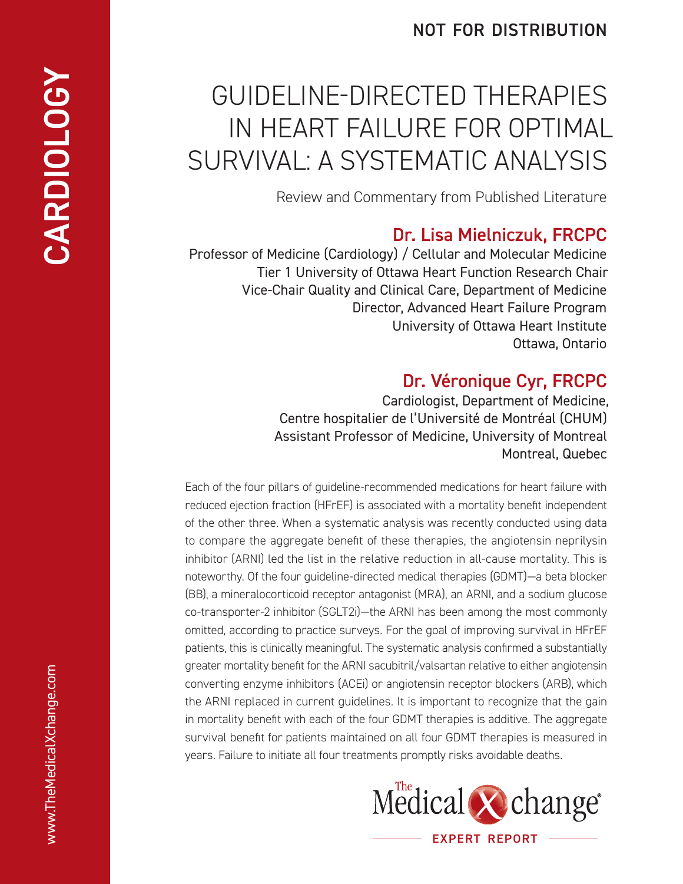NOT FOR DISTRIBUTION

# GUIDELINE-DIRECTED THERAPIES IN HEART FAILURE FOR OPTIMAL SURVIVAL: A SYSTEMATIC ANALYSIS

Review and Commentary from Published Literature

## Dr. Lisa Mielniczuk, FRCPC

Professor of Medicine (Cardiology) / Cellular and Molecular Medicine
Tier 1 University of Ottawa Heart Function Research Chair
Vice-Chair Quality and Clinical Care, Department of Medicine
Director, Advanced Heart Failure Program
University of Ottawa Heart Institute
Ottawa, Ontario

## Dr. Véronique Cyr, FRCPC

Cardiologist, Department of Medicine,
Centre hospitalier de l'Université de Montréal (CHUM)
Assistant Professor of Medicine, University of Montreal
Montreal, Quebec

Each of the four pillars of guideline-recommended medications for heart failure with reduced ejection fraction (HFrEF) is associated with a mortality benefit independent of the other three. When a systematic analysis was recently conducted using data to compare the aggregate benefit of these therapies, the angiotensin neprilysin inhibitor (ARNI) led the list in the relative reduction in all-cause mortality. This is noteworthy. Of the four guideline-directed medical therapies (GDMT)—a beta blocker (BB), a mineralocorticoid receptor antagonist (MRA), an ARNI, and a sodium glucose co-transporter-2 inhibitor (SGLT2i)—the ARNI has been among the most commonly omitted, according to practice surveys. For the goal of improving survival in HFrEF patients, this is clinically meaningful. The systematic analysis confirmed a substantially greater mortality benefit for the ARNI sacubitril/valsartan relative to either angiotensin converting enzyme inhibitors (ACEi) or angiotensin receptor blockers (ARB), which the ARNI replaced in current guidelines. It is important to recognize that the gain in mortality benefit with each of the four GDMT therapies is additive. The aggregate survival benefit for patients maintained on all four GDMT therapies is measured in years. Failure to initiate all four treatments promptly risks avoidable deaths.

The Medical Xchange®

EXPERT REPORT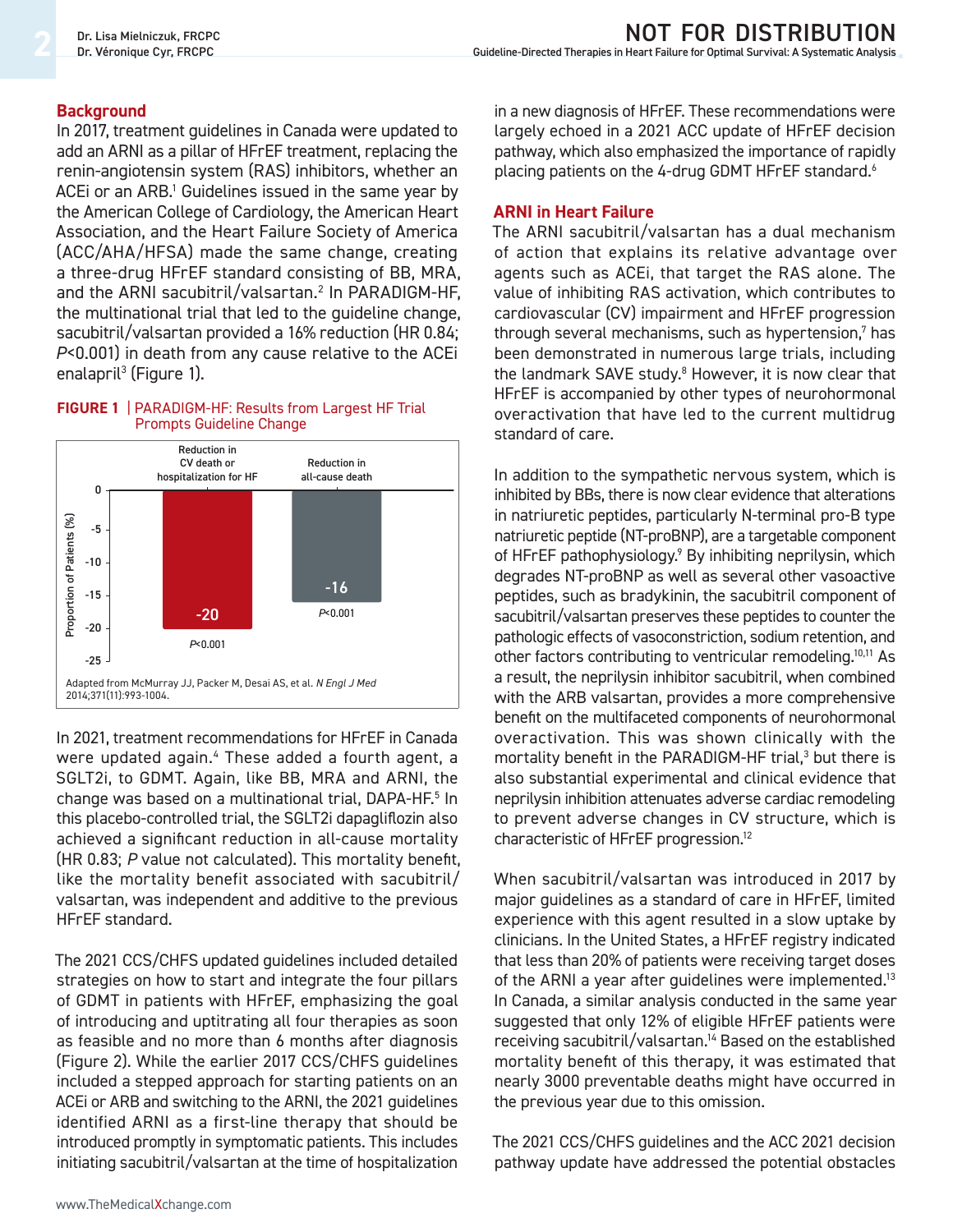## Background

In 2017, treatment guidelines in Canada were updated to add an ARNI as a pillar of HFrEF treatment, replacing the renin-angiotensin system (RAS) inhibitors, whether an ACEi or an ARB.[1] Guidelines issued in the same year by the American College of Cardiology, the American Heart Association, and the Heart Failure Society of America (ACC/AHA/HFSA) made the same change, creating a three-drug HFrEF standard consisting of BB, MRA, and the ARNI sacubitril/valsartan.[2] In PARADIGM-HF, the multinational trial that led to the guideline change, sacubitril/valsartan provided a 16% reduction (HR 0.84; *P*<0.001) in death from any cause relative to the ACEi enalapril[3] (Figure 1).

**FIGURE 1** | PARADIGM-HF: Results from Largest HF Trial Prompts Guideline Change

| | Reduction in CV death or hospitalization for HF | Reduction in all-cause death |
|---|---|---|
| Proportion of Patients (%) | -20 (*P*<0.001) | -16 (*P*<0.001) |

Adapted from McMurray JJ, Packer M, Desai AS, et al. *N Engl J Med* 2014;371(11):993-1004.

In 2021, treatment recommendations for HFrEF in Canada were updated again.[4] These added a fourth agent, a SGLT2i, to GDMT. Again, like BB, MRA and ARNI, the change was based on a multinational trial, DAPA-HF.[5] In this placebo-controlled trial, the SGLT2i dapagliflozin also achieved a significant reduction in all-cause mortality (HR 0.83; *P* value not calculated). This mortality benefit, like the mortality benefit associated with sacubitril/valsartan, was independent and additive to the previous HFrEF standard.

The 2021 CCS/CHFS updated guidelines included detailed strategies on how to start and integrate the four pillars of GDMT in patients with HFrEF, emphasizing the goal of introducing and uptitrating all four therapies as soon as feasible and no more than 6 months after diagnosis (Figure 2). While the earlier 2017 CCS/CHFS guidelines included a stepped approach for starting patients on an ACEi or ARB and switching to the ARNI, the 2021 guidelines identified ARNI as a first-line therapy that should be introduced promptly in symptomatic patients. This includes initiating sacubitril/valsartan at the time of hospitalization in a new diagnosis of HFrEF. These recommendations were largely echoed in a 2021 ACC update of HFrEF decision pathway, which also emphasized the importance of rapidly placing patients on the 4-drug GDMT HFrEF standard.[6]

## ARNI in Heart Failure

The ARNI sacubitril/valsartan has a dual mechanism of action that explains its relative advantage over agents such as ACEi, that target the RAS alone. The value of inhibiting RAS activation, which contributes to cardiovascular (CV) impairment and HFrEF progression through several mechanisms, such as hypertension,[7] has been demonstrated in numerous large trials, including the landmark SAVE study.[8] However, it is now clear that HFrEF is accompanied by other types of neurohormonal overactivation that have led to the current multidrug standard of care.

In addition to the sympathetic nervous system, which is inhibited by BBs, there is now clear evidence that alterations in natriuretic peptides, particularly N-terminal pro-B type natriuretic peptide (NT-proBNP), are a targetable component of HFrEF pathophysiology.[9] By inhibiting neprilysin, which degrades NT-proBNP as well as several other vasoactive peptides, such as bradykinin, the sacubitril component of sacubitril/valsartan preserves these peptides to counter the pathologic effects of vasoconstriction, sodium retention, and other factors contributing to ventricular remodeling.[10,11] As a result, the neprilysin inhibitor sacubitril, when combined with the ARB valsartan, provides a more comprehensive benefit on the multifaceted components of neurohormonal overactivation. This was shown clinically with the mortality benefit in the PARADIGM-HF trial,[3] but there is also substantial experimental and clinical evidence that neprilysin inhibition attenuates adverse cardiac remodeling to prevent adverse changes in CV structure, which is characteristic of HFrEF progression.[12]

When sacubitril/valsartan was introduced in 2017 by major guidelines as a standard of care in HFrEF, limited experience with this agent resulted in a slow uptake by clinicians. In the United States, a HFrEF registry indicated that less than 20% of patients were receiving target doses of the ARNI a year after guidelines were implemented.[13] In Canada, a similar analysis conducted in the same year suggested that only 12% of eligible HFrEF patients were receiving sacubitril/valsartan.[14] Based on the established mortality benefit of this therapy, it was estimated that nearly 3000 preventable deaths might have occurred in the previous year due to this omission.

The 2021 CCS/CHFS guidelines and the ACC 2021 decision pathway update have addressed the potential obstacles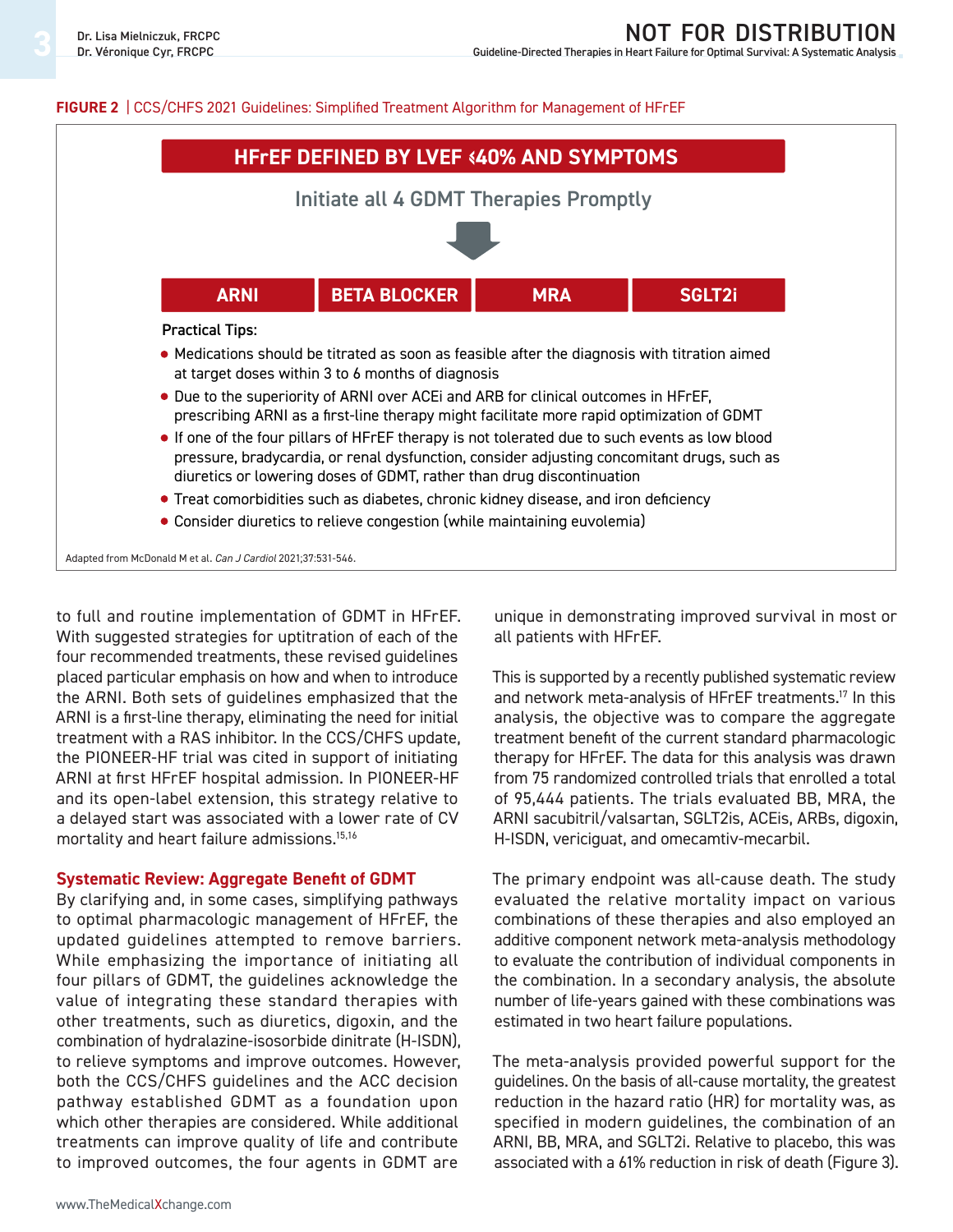**FIGURE 2** | CCS/CHFS 2021 Guidelines: Simplified Treatment Algorithm for Management of HFrEF

**HFrEF DEFINED BY LVEF ≤40% AND SYMPTOMS**

Initiate all 4 GDMT Therapies Promptly

| ARNI | BETA BLOCKER | MRA | SGLT2i |
|---|---|---|---|

Practical Tips:

- Medications should be titrated as soon as feasible after the diagnosis with titration aimed at target doses within 3 to 6 months of diagnosis
- Due to the superiority of ARNI over ACEi and ARB for clinical outcomes in HFrEF, prescribing ARNI as a first-line therapy might facilitate more rapid optimization of GDMT
- If one of the four pillars of HFrEF therapy is not tolerated due to such events as low blood pressure, bradycardia, or renal dysfunction, consider adjusting concomitant drugs, such as diuretics or lowering doses of GDMT, rather than drug discontinuation
- Treat comorbidities such as diabetes, chronic kidney disease, and iron deficiency
- Consider diuretics to relieve congestion (while maintaining euvolemia)

Adapted from McDonald M et al. *Can J Cardiol* 2021;37:531-546.

to full and routine implementation of GDMT in HFrEF. With suggested strategies for uptitration of each of the four recommended treatments, these revised guidelines placed particular emphasis on how and when to introduce the ARNI. Both sets of guidelines emphasized that the ARNI is a first-line therapy, eliminating the need for initial treatment with a RAS inhibitor. In the CCS/CHFS update, the PIONEER-HF trial was cited in support of initiating ARNI at first HFrEF hospital admission. In PIONEER-HF and its open-label extension, this strategy relative to a delayed start was associated with a lower rate of CV mortality and heart failure admissions.[15,16]

## Systematic Review: Aggregate Benefit of GDMT

By clarifying and, in some cases, simplifying pathways to optimal pharmacologic management of HFrEF, the updated guidelines attempted to remove barriers. While emphasizing the importance of initiating all four pillars of GDMT, the guidelines acknowledge the value of integrating these standard therapies with other treatments, such as diuretics, digoxin, and the combination of hydralazine-isosorbide dinitrate (H-ISDN), to relieve symptoms and improve outcomes. However, both the CCS/CHFS guidelines and the ACC decision pathway established GDMT as a foundation upon which other therapies are considered. While additional treatments can improve quality of life and contribute to improved outcomes, the four agents in GDMT are unique in demonstrating improved survival in most or all patients with HFrEF.

This is supported by a recently published systematic review and network meta-analysis of HFrEF treatments.[17] In this analysis, the objective was to compare the aggregate treatment benefit of the current standard pharmacologic therapy for HFrEF. The data for this analysis was drawn from 75 randomized controlled trials that enrolled a total of 95,444 patients. The trials evaluated BB, MRA, the ARNI sacubitril/valsartan, SGLT2is, ACEis, ARBs, digoxin, H-ISDN, vericiguat, and omecamtiv-mecarbil.

The primary endpoint was all-cause death. The study evaluated the relative mortality impact on various combinations of these therapies and also employed an additive component network meta-analysis methodology to evaluate the contribution of individual components in the combination. In a secondary analysis, the absolute number of life-years gained with these combinations was estimated in two heart failure populations.

The meta-analysis provided powerful support for the guidelines. On the basis of all-cause mortality, the greatest reduction in the hazard ratio (HR) for mortality was, as specified in modern guidelines, the combination of an ARNI, BB, MRA, and SGLT2i. Relative to placebo, this was associated with a 61% reduction in risk of death (Figure 3).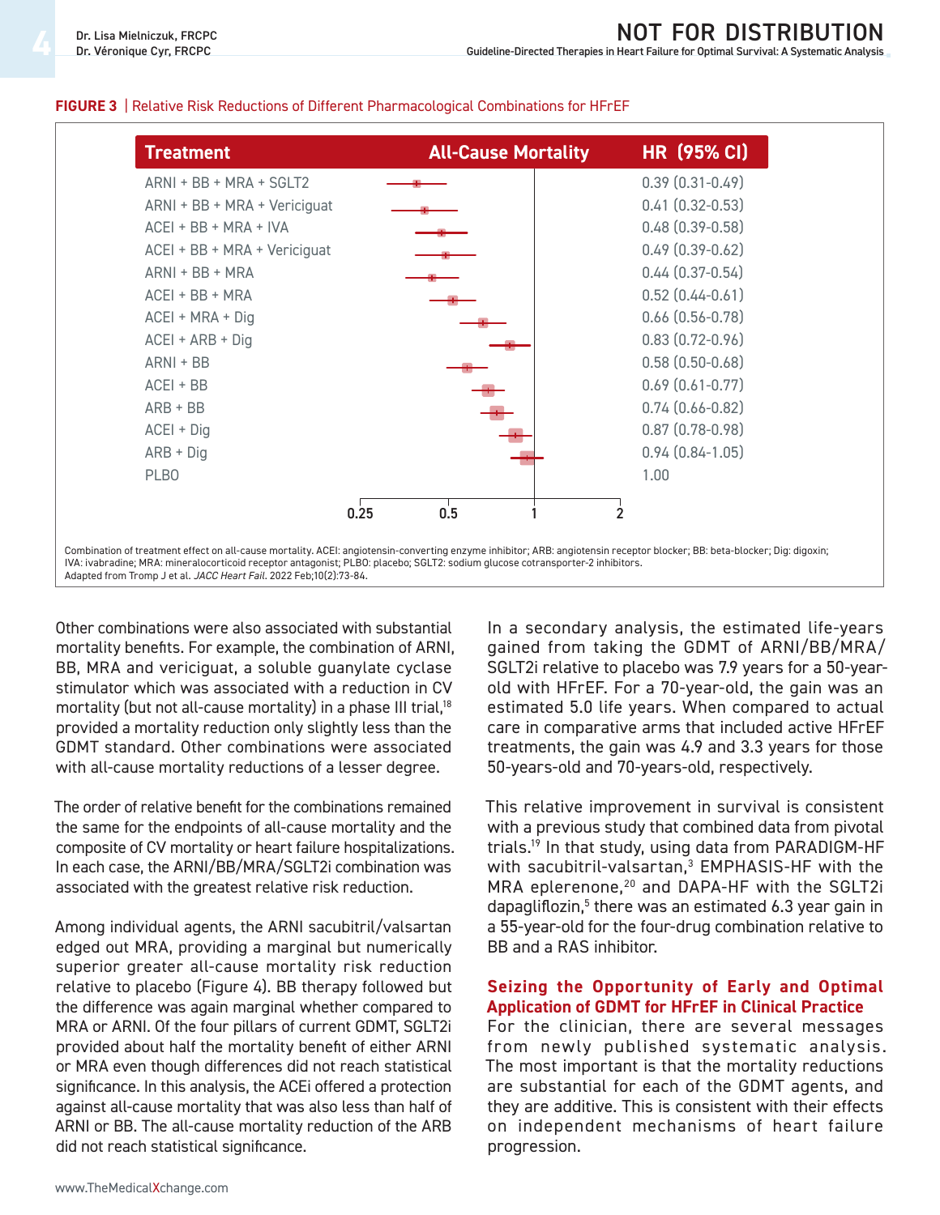**FIGURE 3** | Relative Risk Reductions of Different Pharmacological Combinations for HFrEF

Treatment | All-Cause Mortality | HR (95% CI)

ARNI + BB + MRA + SGLT2 0.39 (0.31-0.49)
ARNI + BB + MRA + Vericiguat 0.41 (0.32-0.53)
ACEI + BB + MRA + IVA 0.48 (0.39-0.58)
ACEI + BB + MRA + Vericiguat 0.49 (0.39-0.62)
ARNI + BB + MRA 0.44 (0.37-0.54)
ACEI + BB + MRA 0.52 (0.44-0.61)
ACEI + MRA + Dig 0.66 (0.56-0.78)
ACEI + ARB + Dig 0.83 (0.72-0.96)
ARNI + BB 0.58 (0.50-0.68)
ACEI + BB 0.69 (0.61-0.77)
ARB + BB 0.74 (0.66-0.82)
ACEI + Dig 0.87 (0.78-0.98)
ARB + Dig 0.94 (0.84-1.05)
PLBO 1.00

0.25 0.5 1 2

Combination of treatment effect on all-cause mortality. ACEI: angiotensin-converting enzyme inhibitor; ARB: angiotensin receptor blocker; BB: beta-blocker; Dig: digoxin; IVA: ivabradine; MRA: mineralocorticoid receptor antagonist; PLBO: placebo; SGLT2: sodium glucose cotransporter-2 inhibitors.
Adapted from Tromp J et al. *JACC Heart Fail.* 2022 Feb;10(2):73-84.

Other combinations were also associated with substantial mortality benefits. For example, the combination of ARNI, BB, MRA and vericiguat, a soluble guanylate cyclase stimulator which was associated with a reduction in CV mortality (but not all-cause mortality) in a phase III trial,[18] provided a mortality reduction only slightly less than the GDMT standard. Other combinations were associated with all-cause mortality reductions of a lesser degree.

The order of relative benefit for the combinations remained the same for the endpoints of all-cause mortality and the composite of CV mortality or heart failure hospitalizations. In each case, the ARNI/BB/MRA/SGLT2i combination was associated with the greatest relative risk reduction.

Among individual agents, the ARNI sacubitril/valsartan edged out MRA, providing a marginal but numerically superior greater all-cause mortality risk reduction relative to placebo (Figure 4). BB therapy followed but the difference was again marginal whether compared to MRA or ARNI. Of the four pillars of current GDMT, SGLT2i provided about half the mortality benefit of either ARNI or MRA even though differences did not reach statistical significance. In this analysis, the ACEi offered a protection against all-cause mortality that was also less than half of ARNI or BB. The all-cause mortality reduction of the ARB did not reach statistical significance.

In a secondary analysis, the estimated life-years gained from taking the GDMT of ARNI/BB/MRA/SGLT2i relative to placebo was 7.9 years for a 50-year-old with HFrEF. For a 70-year-old, the gain was an estimated 5.0 life years. When compared to actual care in comparative arms that included active HFrEF treatments, the gain was 4.9 and 3.3 years for those 50-years-old and 70-years-old, respectively.

This relative improvement in survival is consistent with a previous study that combined data from pivotal trials.[19] In that study, using data from PARADIGM-HF with sacubitril-valsartan,[3] EMPHASIS-HF with the MRA eplerenone,[20] and DAPA-HF with the SGLT2i dapagliflozin,[5] there was an estimated 6.3 year gain in a 55-year-old for the four-drug combination relative to BB and a RAS inhibitor.

## Seizing the Opportunity of Early and Optimal Application of GDMT for HFrEF in Clinical Practice

For the clinician, there are several messages from newly published systematic analysis. The most important is that the mortality reductions are substantial for each of the GDMT agents, and they are additive. This is consistent with their effects on independent mechanisms of heart failure progression.